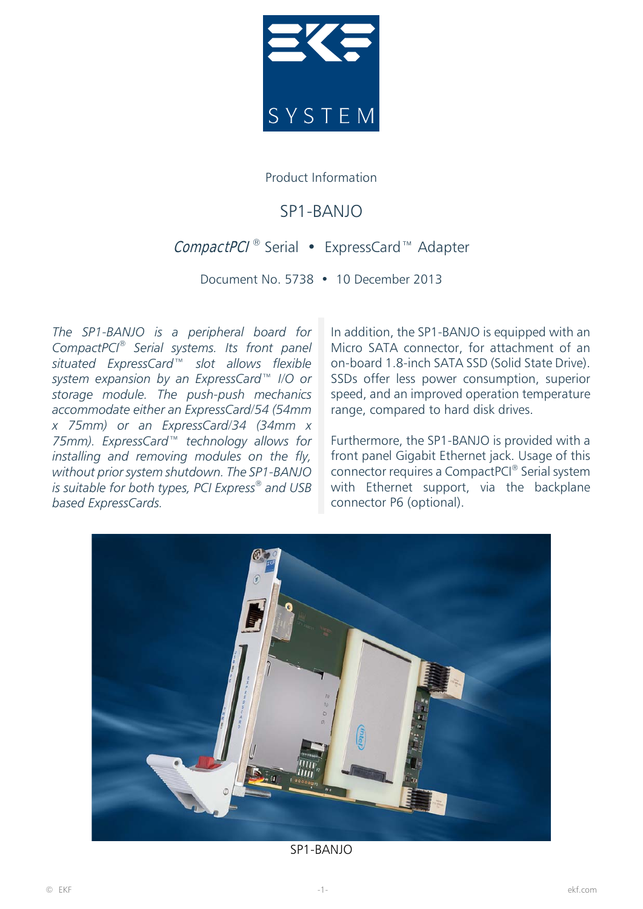Product Information

# SP1-BANJO

## *CompactPCI*® Serial • ExpressCard™ Adapter

Document No. 5738 • 10 December 2013

*The SP1-BANJO is a peripheral board for CompactPCI® Serial systems. Its front panel situated ExpressCard™ slot allows flexible system expansion by an ExpressCard™ I/O or storage module. The push-push mechanics accommodate either an ExpressCard/54 (54mm x 75mm) or an ExpressCard/34 (34mm x 75mm). ExpressCard™ technology allows for installing and removing modules on the fly, without prior system shutdown. The SP1-BANJO is suitable for both types, PCI Express® and USB based ExpressCards.*

In addition, the SP1-BANJO is equipped with an Micro SATA connector, for attachment of an on-board 1.8-inch SATA SSD (Solid State Drive). SSDs offer less power consumption, superior speed, and an improved operation temperature range, compared to hard disk drives.

Furthermore, the SP1-BANJO is provided with a front panel Gigabit Ethernet jack. Usage of this connector requires a CompactPCI® Serial system with Ethernet support, via the backplane connector P6 (optional).

SP1-BANJO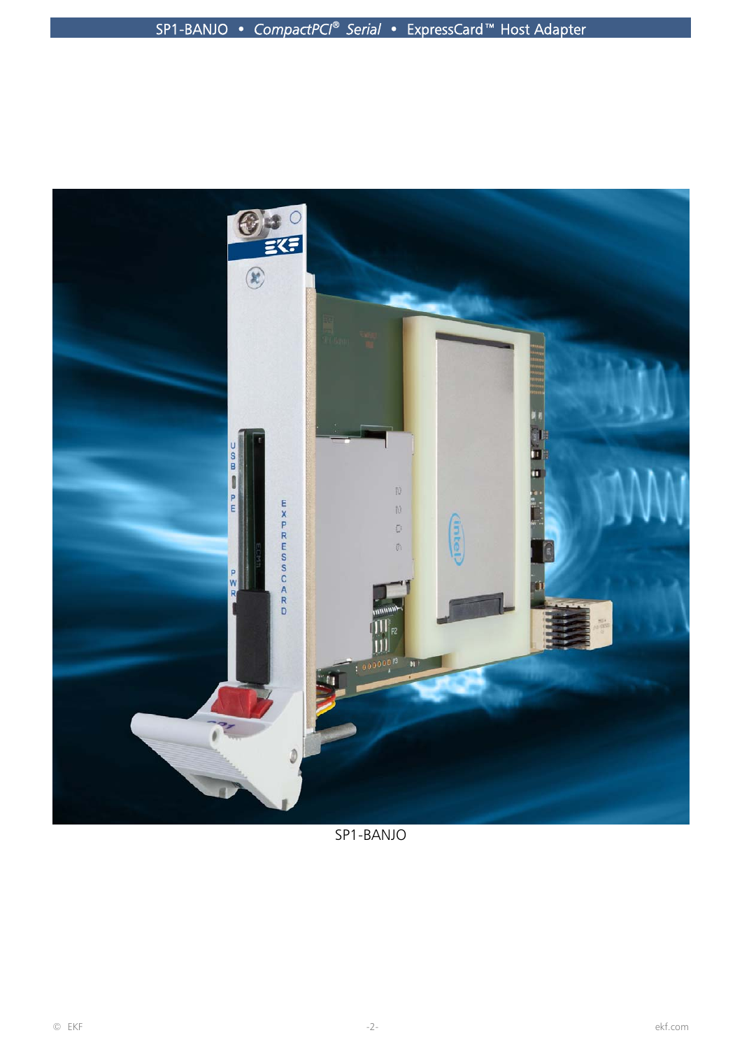SP1-BANJO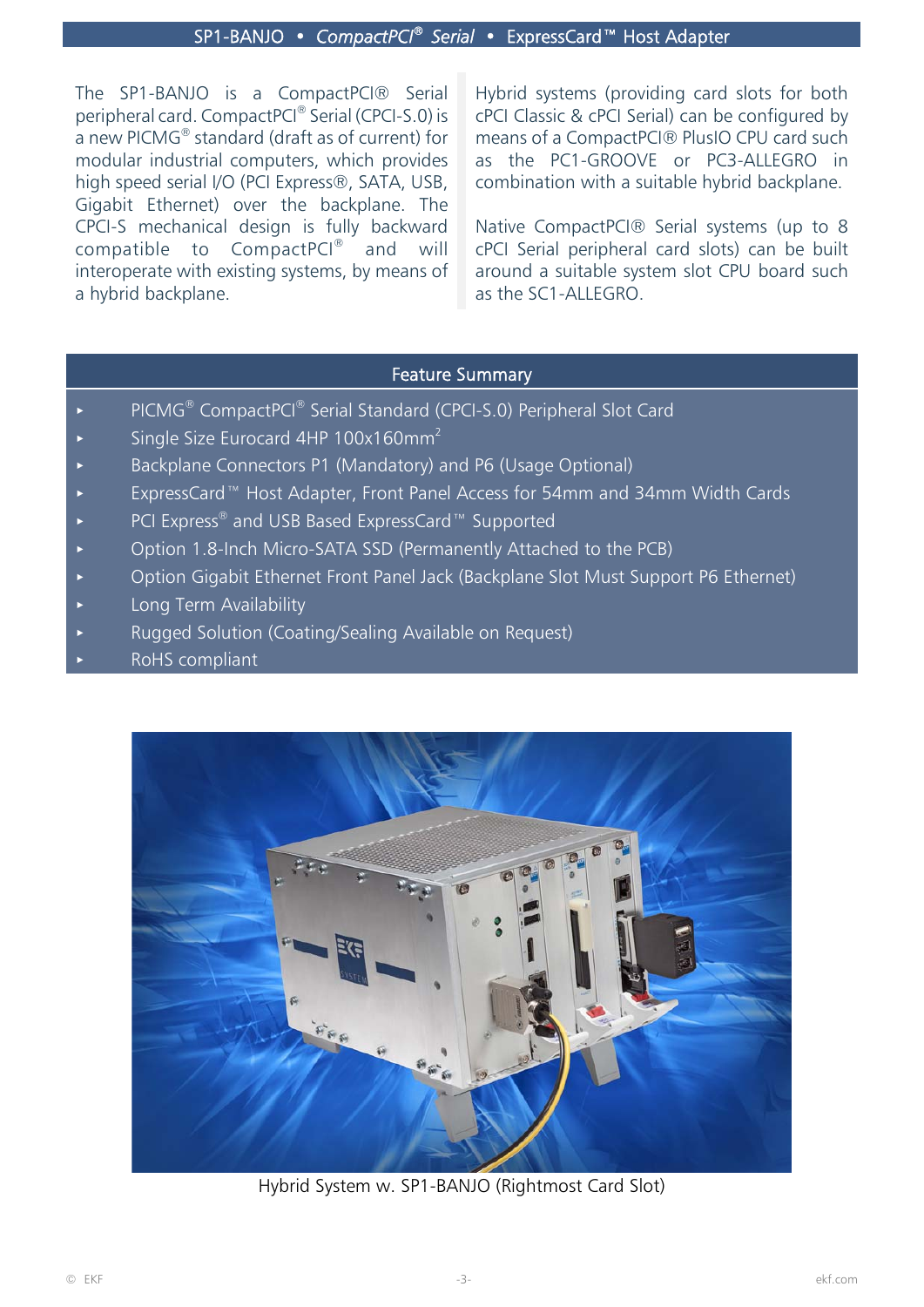The SP1-BANJO is a CompactPCI® Serial peripheral card. CompactPCI® Serial (CPCI-S.0) is a new PICMG® standard (draft as of current) for modular industrial computers, which provides high speed serial I/O (PCI Express®, SATA, USB, Gigabit Ethernet) over the backplane. The CPCI-S mechanical design is fully backward compatible to CompactPCI® and will interoperate with existing systems, by means of a hybrid backplane.

Hybrid systems (providing card slots for both cPCI Classic & cPCI Serial) can be configured by means of a CompactPCI® PlusIO CPU card such as the PC1-GROOVE or PC3-ALLEGRO in combination with a suitable hybrid backplane.

Native CompactPCI® Serial systems (up to 8 cPCI Serial peripheral card slots) can be built around a suitable system slot CPU board such as the SC1-ALLEGRO.

## Feature Summary

- PICMG® CompactPCI® Serial Standard (CPCI-S.0) Peripheral Slot Card
- Single Size Eurocard 4HP 100x160mm$^2$
- Backplane Connectors P1 (Mandatory) and P6 (Usage Optional)
- ExpressCard™ Host Adapter, Front Panel Access for 54mm and 34mm Width Cards
- PCI Express® and USB Based ExpressCard™ Supported
- Option 1.8-Inch Micro-SATA SSD (Permanently Attached to the PCB)
- Option Gigabit Ethernet Front Panel Jack (Backplane Slot Must Support P6 Ethernet)
- Long Term Availability
- Rugged Solution (Coating/Sealing Available on Request)
- RoHS compliant

Hybrid System w. SP1-BANJO (Rightmost Card Slot)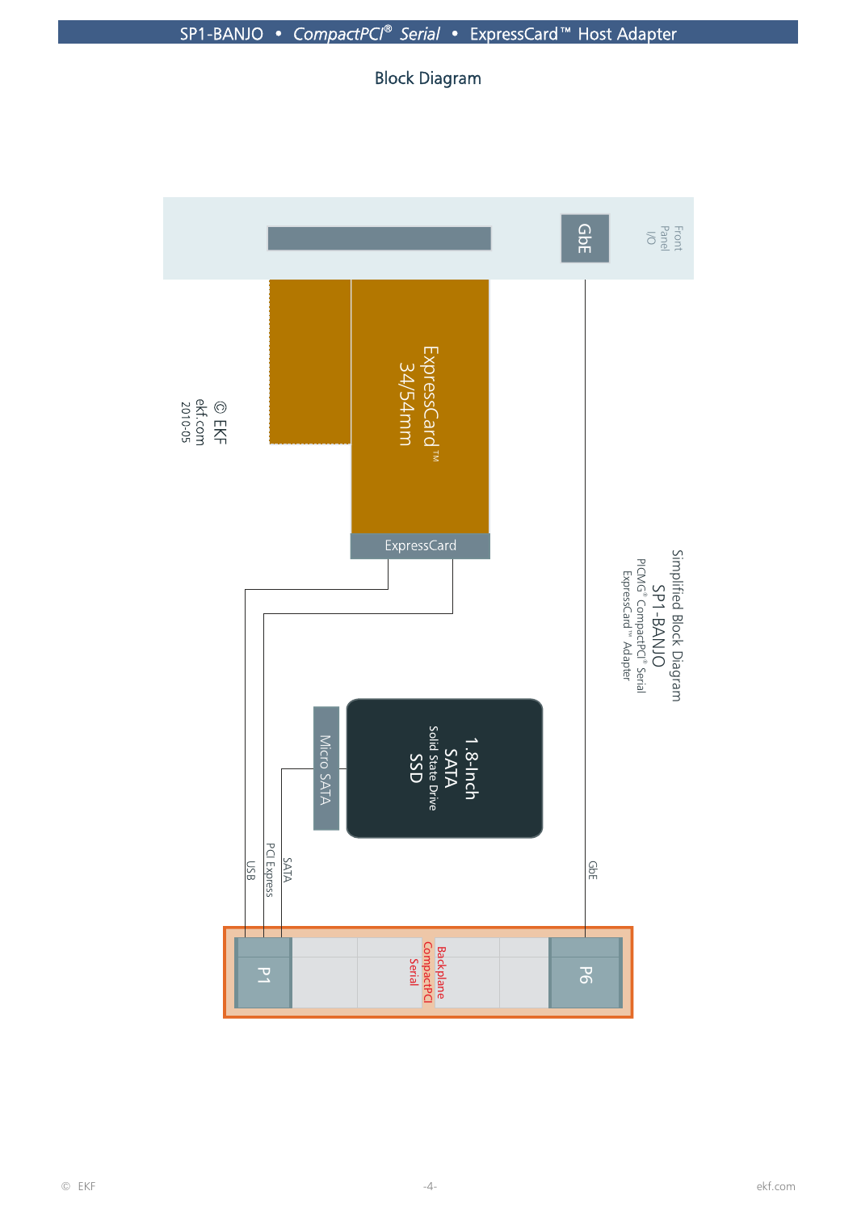# Block Diagram

Front Panel I/O

GbE

ExpressCard™ 34/54mm

ExpressCard

© EKF
ekf.com
2010-05

Simplified Block Diagram
SP1-BANJO
PICMG® CompactPCI® Serial
ExpressCard™ Adapter

1.8-Inch
SATA
Solid State Drive
SSD

Micro SATA

USB

PCI Express

SATA

GbE

P1

Backplane
CompactPCI
Serial

P6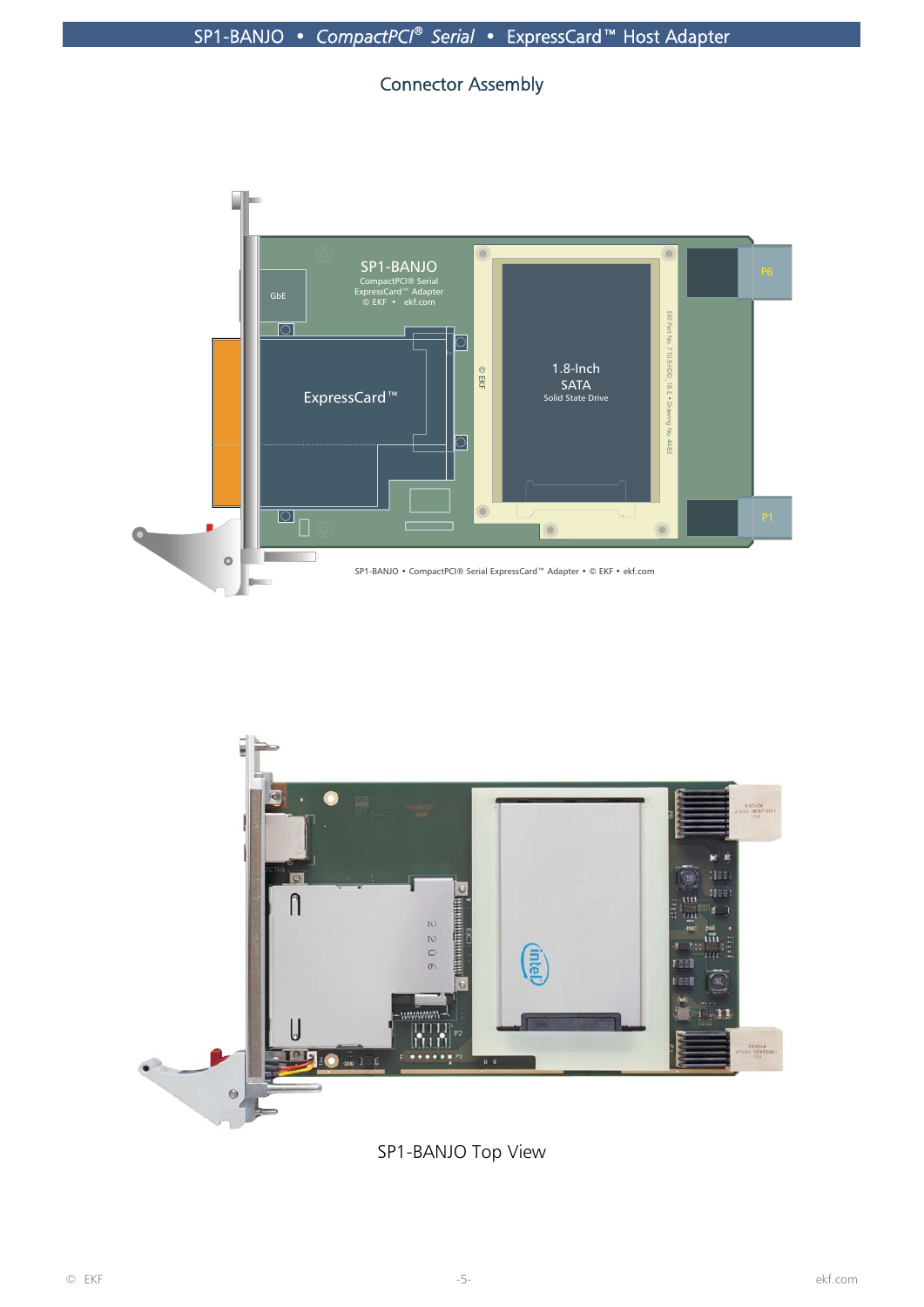## Connector Assembly

GbE

SP1-BANJO

CompactPCI® Serial
ExpressCard™ Adapter
© EKF • ekf.com

ExpressCard™

© EKF

1.8-Inch
SATA
Solid State Drive

P6

P1

SP1-BANJO • CompactPCI® Serial ExpressCard™ Adapter • © EKF • ekf.com

SP1-BANJO Top View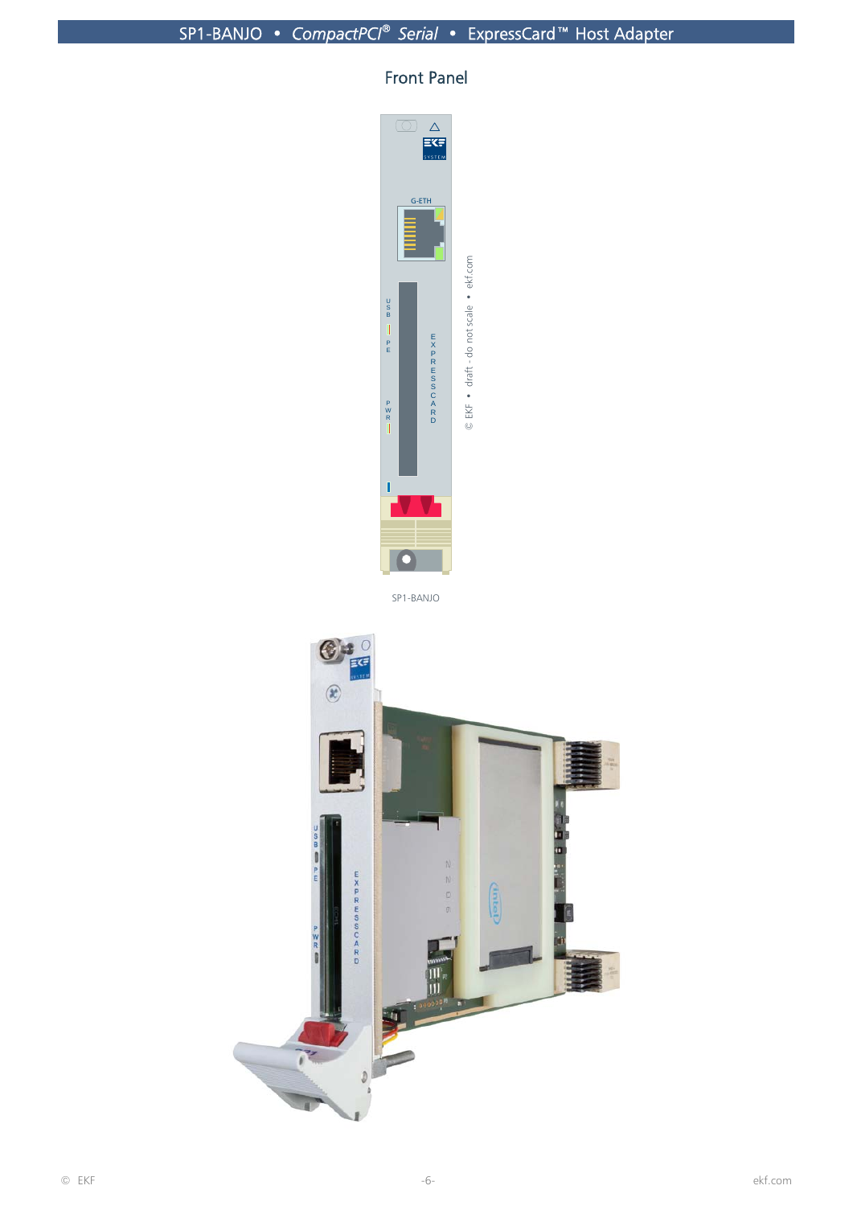## Front Panel

SP1-BANJO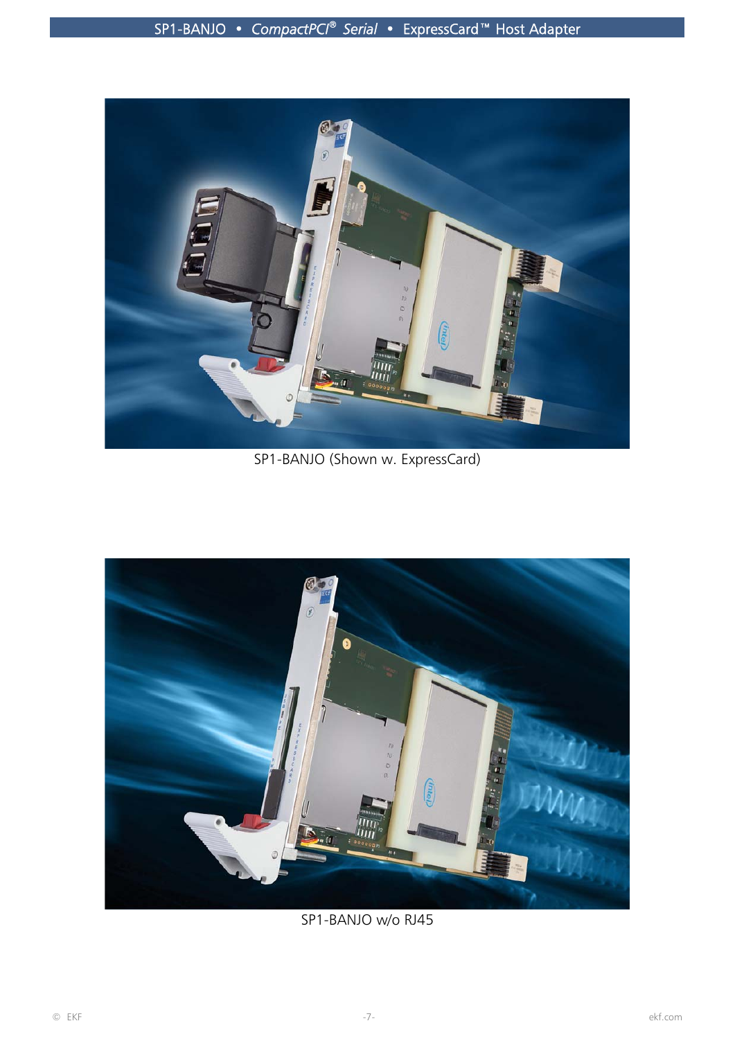SP1-BANJO (Shown w. ExpressCard)

SP1-BANJO w/o RJ45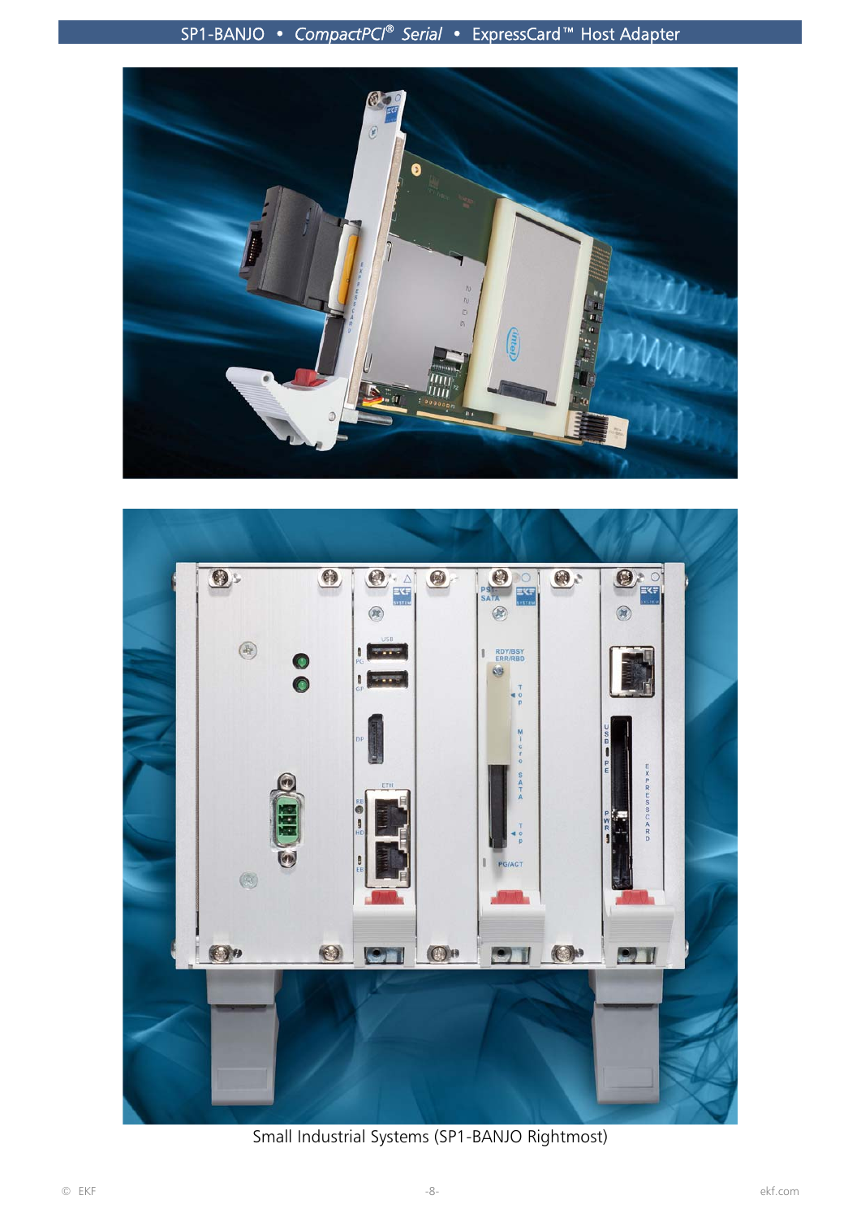Small Industrial Systems (SP1-BANJO Rightmost)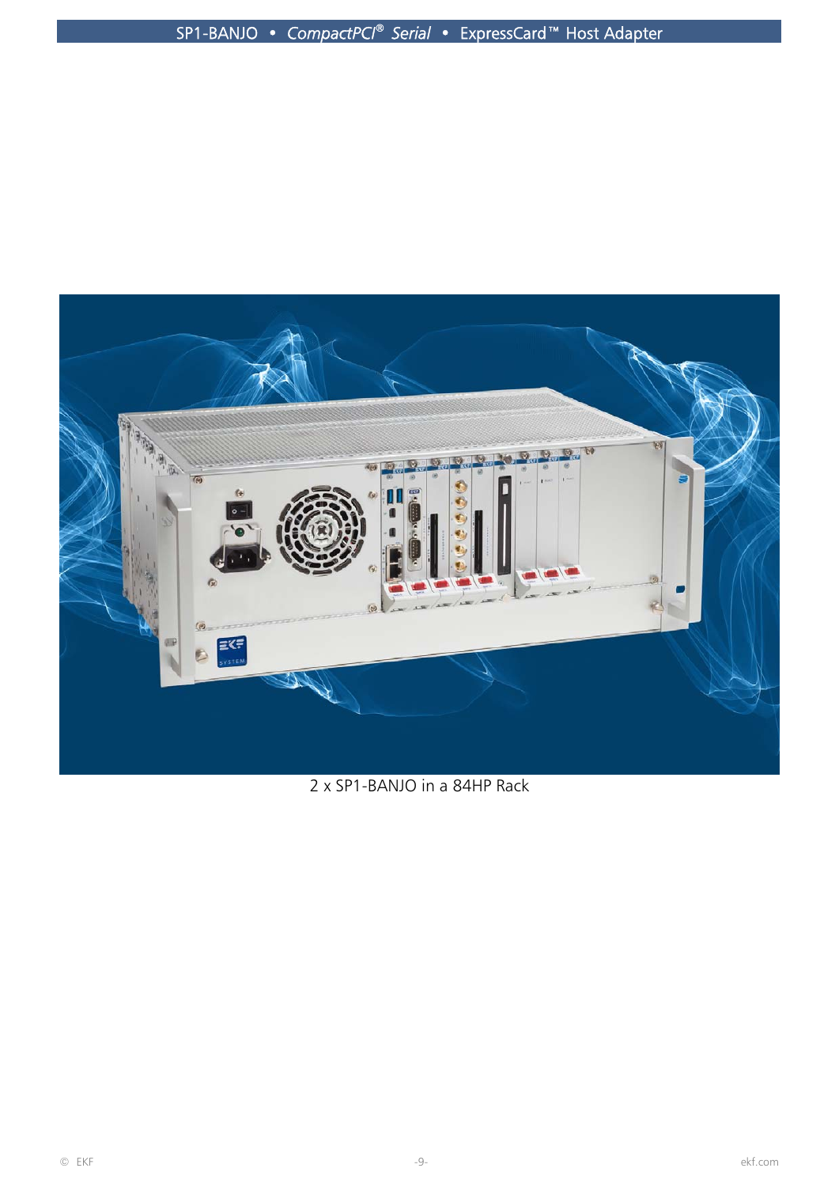2 x SP1-BANJO in a 84HP Rack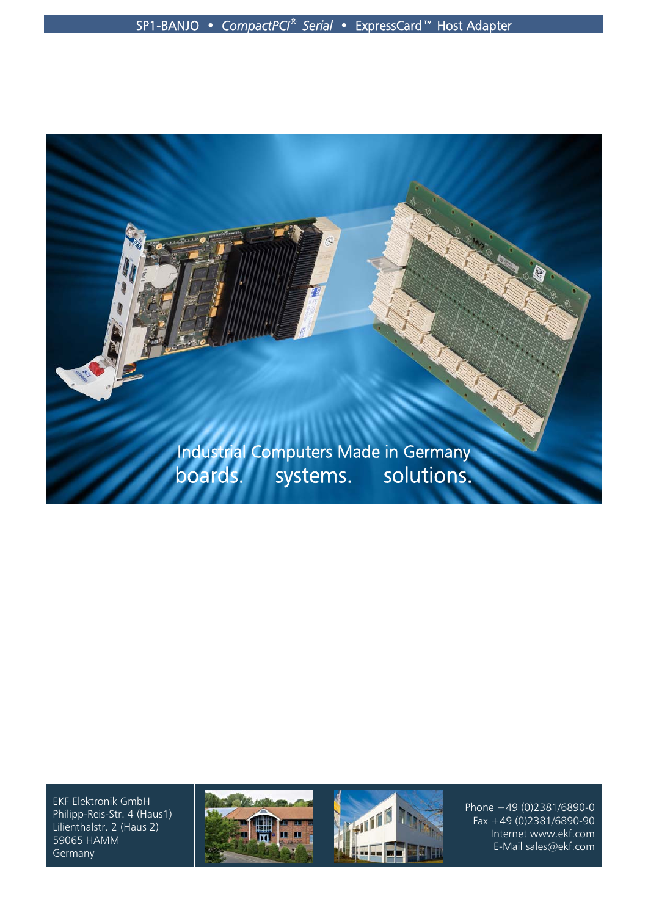Industrial Computers Made in Germany

boards. systems. solutions.

EKF Elektronik GmbH
Philipp-Reis-Str. 4 (Haus1)
Lilienthalstr. 2 (Haus 2)
59065 HAMM
Germany

Phone +49 (0)2381/6890-0
Fax +49 (0)2381/6890-90
Internet www.ekf.com
E-Mail sales@ekf.com